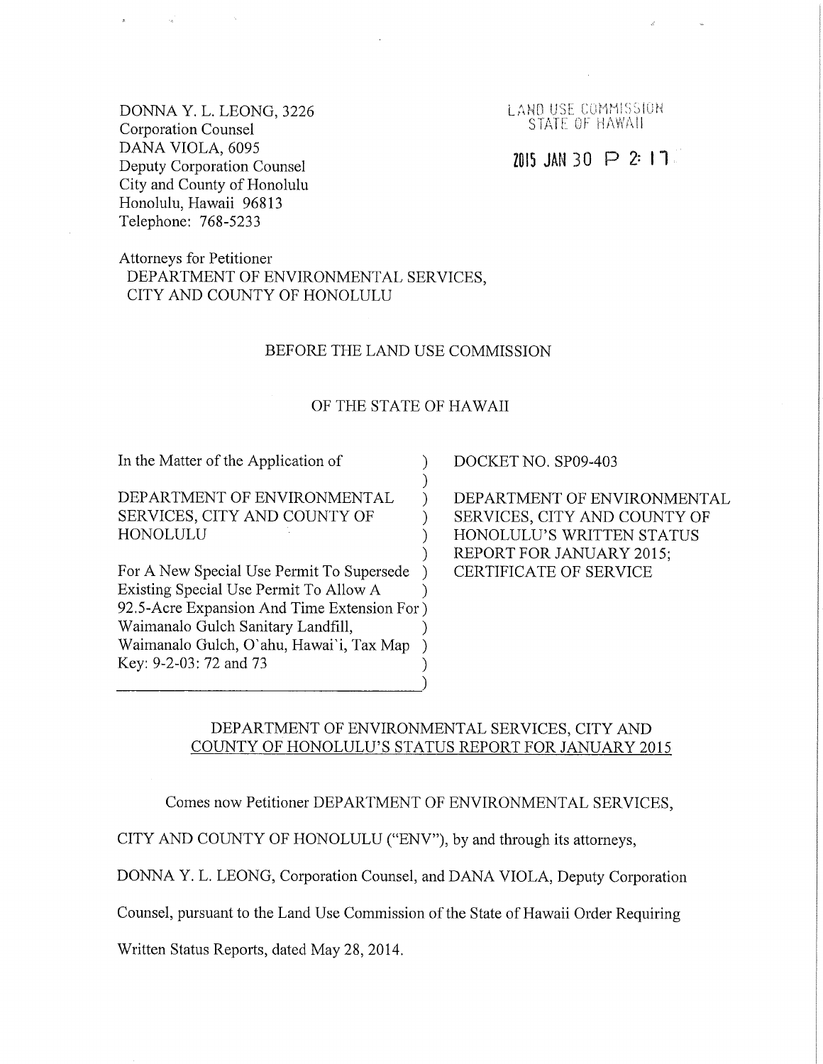DONNA Y. L. LEONG, 3226
Corporation Counsel
DANA VIOLA, 6095
Deputy Corporation Counsel
City and County of Honolulu
Honolulu, Hawaii 96813
Telephone: 768-5233

LAND USE COMMISSION
STATE OF HAWAII

2015 JAN 30 P 2: 17

Attorneys for Petitioner
DEPARTMENT OF ENVIRONMENTAL SERVICES,
CITY AND COUNTY OF HONOLULU

BEFORE THE LAND USE COMMISSION

OF THE STATE OF HAWAII

| | |
|---|---|
| In the Matter of the Application of<br><br>DEPARTMENT OF ENVIRONMENTAL SERVICES, CITY AND COUNTY OF HONOLULU<br><br>For A New Special Use Permit To Supersede Existing Special Use Permit To Allow A 92.5-Acre Expansion And Time Extension For Waimanalo Gulch Sanitary Landfill, Waimanalo Gulch, O`ahu, Hawai`i, Tax Map Key: 9-2-03: 72 and 73 | DOCKET NO. SP09-403<br><br>DEPARTMENT OF ENVIRONMENTAL SERVICES, CITY AND COUNTY OF HONOLULU'S WRITTEN STATUS REPORT FOR JANUARY 2015; CERTIFICATE OF SERVICE |

DEPARTMENT OF ENVIRONMENTAL SERVICES, CITY AND COUNTY OF HONOLULU'S STATUS REPORT FOR JANUARY 2015

Comes now Petitioner DEPARTMENT OF ENVIRONMENTAL SERVICES, CITY AND COUNTY OF HONOLULU ("ENV"), by and through its attorneys, DONNA Y. L. LEONG, Corporation Counsel, and DANA VIOLA, Deputy Corporation Counsel, pursuant to the Land Use Commission of the State of Hawaii Order Requiring Written Status Reports, dated May 28, 2014.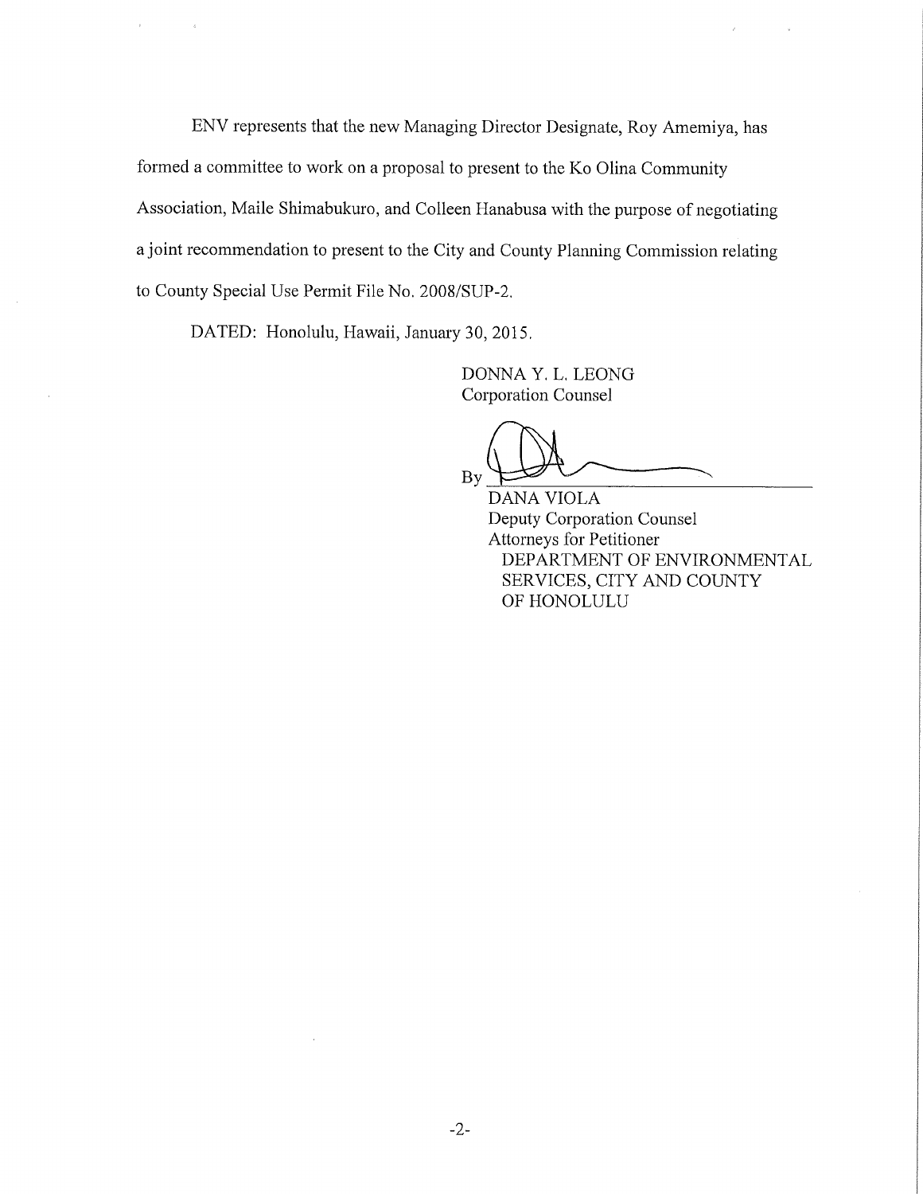ENV represents that the new Managing Director Designate, Roy Amemiya, has formed a committee to work on a proposal to present to the Ko Olina Community Association, Maile Shimabukuro, and Colleen Hanabusa with the purpose of negotiating a joint recommendation to present to the City and County Planning Commission relating to County Special Use Permit File No. 2008/SUP-2.

DATED: Honolulu, Hawaii, January 30, 2015.

DONNA Y. L. LEONG
Corporation Counsel

By ______________________________

DANA VIOLA
Deputy Corporation Counsel
Attorneys for Petitioner
DEPARTMENT OF ENVIRONMENTAL SERVICES, CITY AND COUNTY OF HONOLULU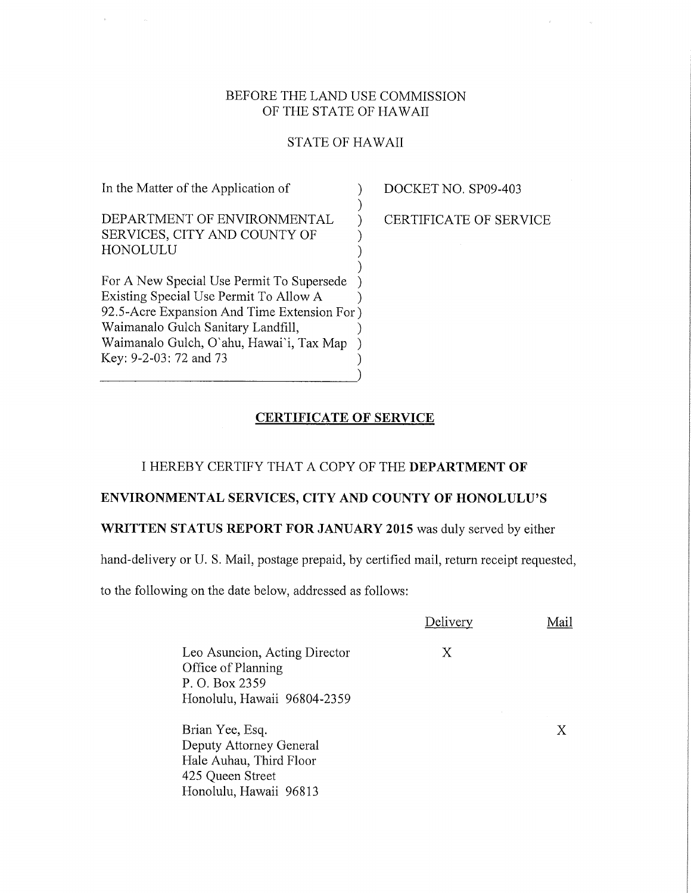BEFORE THE LAND USE COMMISSION
OF THE STATE OF HAWAII

STATE OF HAWAII

| | |
|---|---|
| In the Matter of the Application of<br><br>DEPARTMENT OF ENVIRONMENTAL SERVICES, CITY AND COUNTY OF HONOLULU<br><br>For A New Special Use Permit To Supersede Existing Special Use Permit To Allow A 92.5-Acre Expansion And Time Extension For Waimanalo Gulch Sanitary Landfill, Waimanalo Gulch, O`ahu, Hawai`i, Tax Map Key: 9-2-03: 72 and 73 | DOCKET NO. SP09-403<br><br>CERTIFICATE OF SERVICE |

**CERTIFICATE OF SERVICE**

I HEREBY CERTIFY THAT A COPY OF THE **DEPARTMENT OF ENVIRONMENTAL SERVICES, CITY AND COUNTY OF HONOLULU'S WRITTEN STATUS REPORT FOR JANUARY 2015** was duly served by either hand-delivery or U. S. Mail, postage prepaid, by certified mail, return receipt requested, to the following on the date below, addressed as follows:

| | Delivery | Mail |
|---|---|---|
| Leo Asuncion, Acting Director<br>Office of Planning<br>P. O. Box 2359<br>Honolulu, Hawaii 96804-2359 | X | |
| Brian Yee, Esq.<br>Deputy Attorney General<br>Hale Auhau, Third Floor<br>425 Queen Street<br>Honolulu, Hawaii 96813 | | X |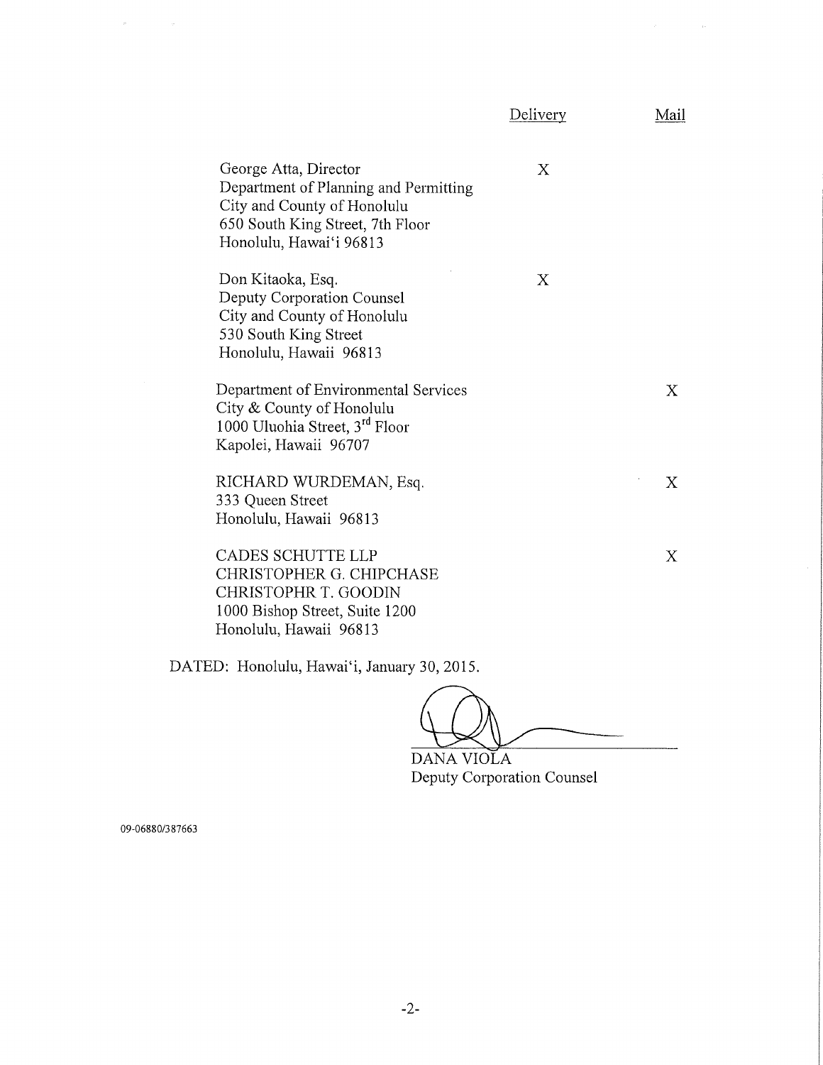| | Delivery | Mail |
| --- | --- | --- |
| George Atta, Director<br>Department of Planning and Permitting<br>City and County of Honolulu<br>650 South King Street, 7th Floor<br>Honolulu, Hawai'i 96813 | X | |
| Don Kitaoka, Esq.<br>Deputy Corporation Counsel<br>City and County of Honolulu<br>530 South King Street<br>Honolulu, Hawaii 96813 | X | |
| Department of Environmental Services<br>City & County of Honolulu<br>1000 Uluohia Street, 3rd Floor<br>Kapolei, Hawaii 96707 | | X |
| RICHARD WURDEMAN, Esq.<br>333 Queen Street<br>Honolulu, Hawaii 96813 | | X |
| CADES SCHUTTE LLP<br>CHRISTOPHER G. CHIPCHASE<br>CHRISTOPHR T. GOODIN<br>1000 Bishop Street, Suite 1200<br>Honolulu, Hawaii 96813 | | X |

DATED: Honolulu, Hawai'i, January 30, 2015.

DANA VIOLA
Deputy Corporation Counsel

09-06880/387663